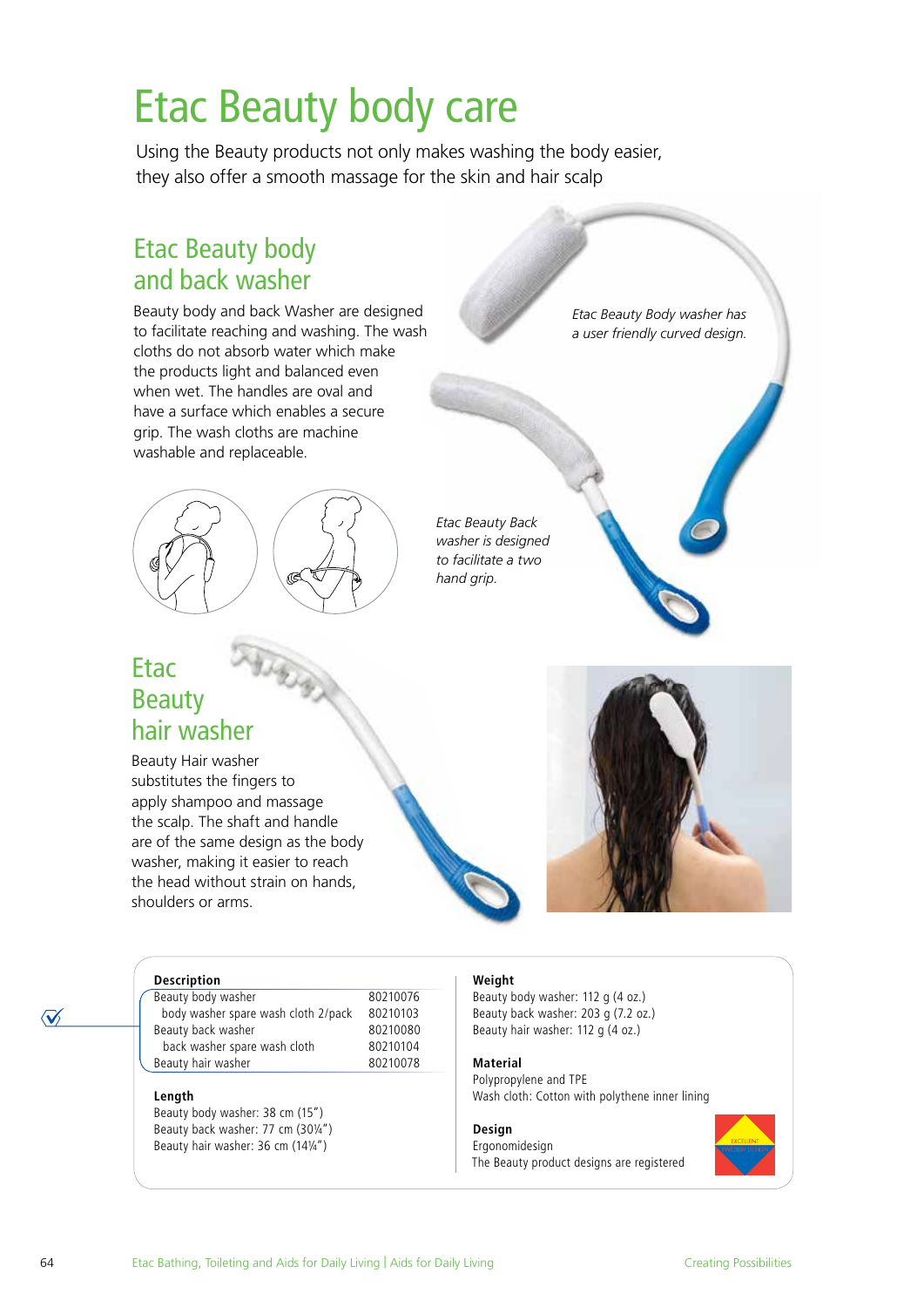# Etac Beauty body care

Using the Beauty products not only makes washing the body easier, they also offer a smooth massage for the skin and hair scalp

## Etac Beauty body and back washer

Beauty body and back Washer are designed to facilitate reaching and washing. The wash cloths do not absorb water which make the products light and balanced even when wet. The handles are oval and have a surface which enables a secure grip. The wash cloths are machine washable and replaceable.

*Etac Beauty Body washer has a user friendly curved design.*

*Etac Beauty Back washer is designed to facilitate a two hand grip.*

## Etac Beauty hair washer

Beauty Hair washer substitutes the fingers to apply shampoo and massage the scalp. The shaft and handle are of the same design as the body washer, making it easier to reach the head without strain on hands, shoulders or arms.

| Description | |
|---|---|
| Beauty body washer | 80210076 |
| body washer spare wash cloth 2/pack | 80210103 |
| Beauty back washer | 80210080 |
| back washer spare wash cloth | 80210104 |
| Beauty hair washer | 80210078 |

**Length**
Beauty body washer: 38 cm (15")
Beauty back washer: 77 cm (30¼")
Beauty hair washer: 36 cm (14¼")

**Weight**
Beauty body washer: 112 g (4 oz.)
Beauty back washer: 203 g (7.2 oz.)
Beauty hair washer: 112 g (4 oz.)

**Material**
Polypropylene and TPE
Wash cloth: Cotton with polythene inner lining

**Design**
Ergonomidesign
The Beauty product designs are registered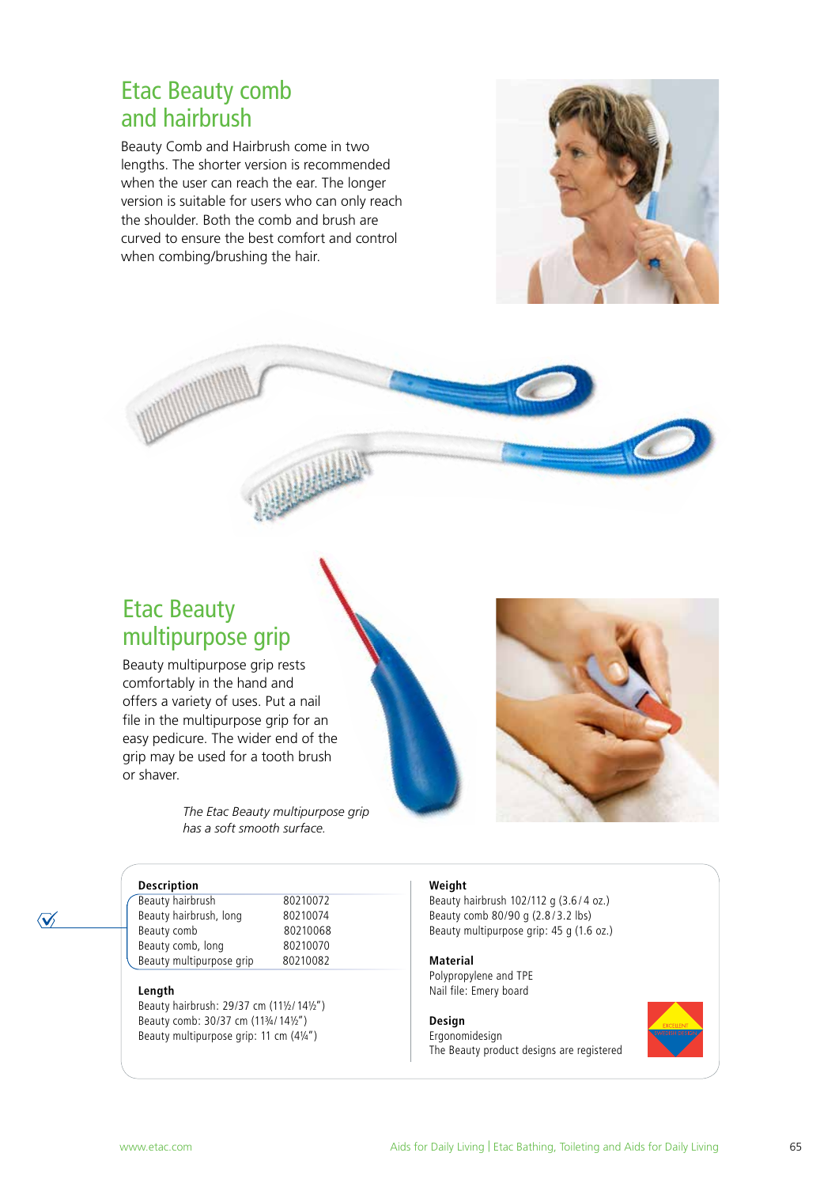# Etac Beauty comb and hairbrush

Beauty Comb and Hairbrush come in two lengths. The shorter version is recommended when the user can reach the ear. The longer version is suitable for users who can only reach the shoulder. Both the comb and brush are curved to ensure the best comfort and control when combing/brushing the hair.

# Etac Beauty multipurpose grip

Beauty multipurpose grip rests comfortably in the hand and offers a variety of uses. Put a nail file in the multipurpose grip for an easy pedicure. The wider end of the grip may be used for a tooth brush or shaver.

*The Etac Beauty multipurpose grip has a soft smooth surface.*

**Description**

| | |
|---|---|
| Beauty hairbrush | 80210072 |
| Beauty hairbrush, long | 80210074 |
| Beauty comb | 80210068 |
| Beauty comb, long | 80210070 |
| Beauty multipurpose grip | 80210082 |

**Length**

Beauty hairbrush: 29/37 cm (11½/14½")
Beauty comb: 30/37 cm (11¾/14½")
Beauty multipurpose grip: 11 cm (4¼")

**Weight**

Beauty hairbrush 102/112 g (3.6/4 oz.)
Beauty comb 80/90 g (2.8/3.2 lbs)
Beauty multipurpose grip: 45 g (1.6 oz.)

**Material**

Polypropylene and TPE
Nail file: Emery board

**Design**

Ergonomidesign
The Beauty product designs are registered

EXCELLENT SWEDISH DESIGN